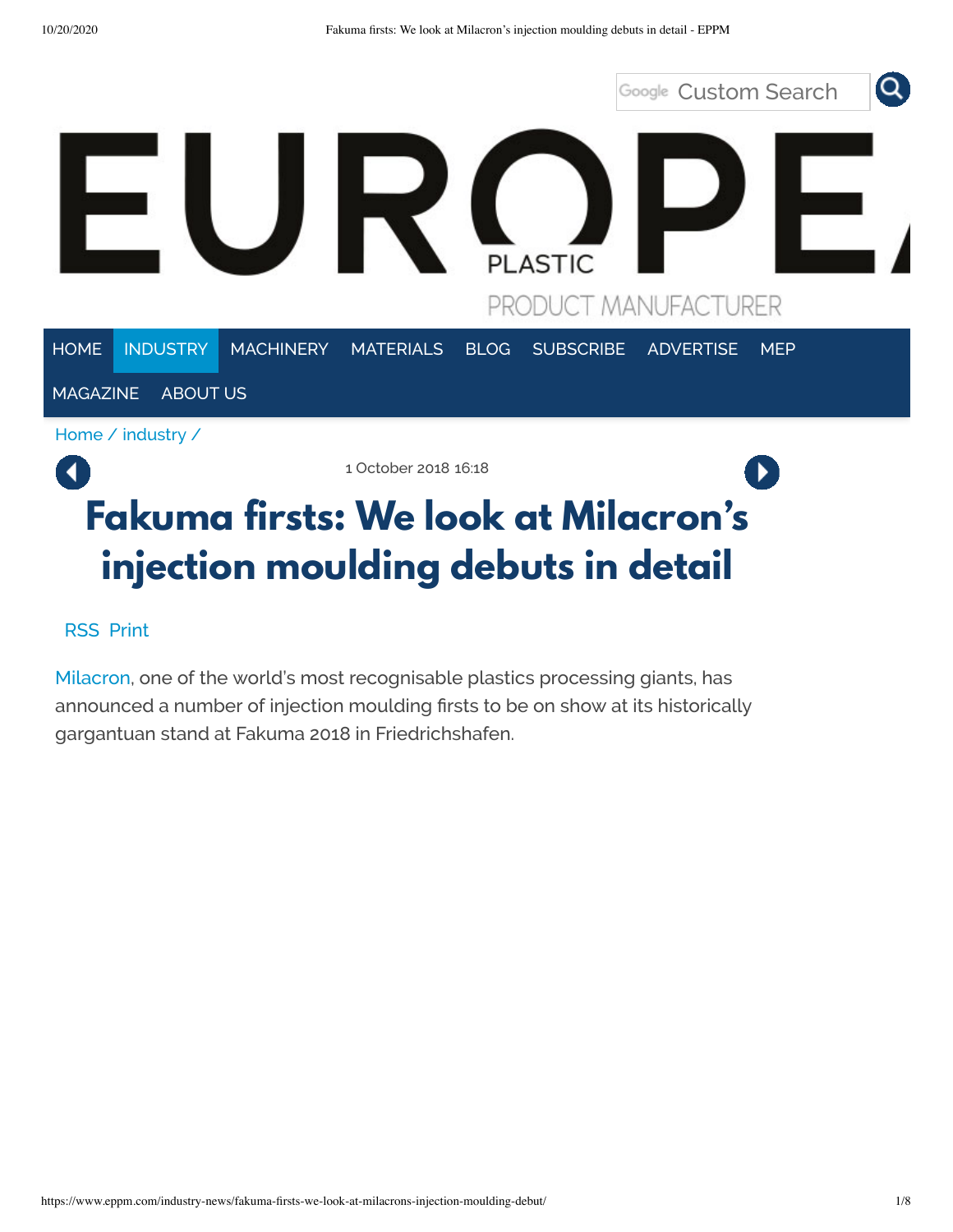Home / industry /

1 October 2018 16:18

# Fakuma firsts: We look at Milacron's injection moulding debuts in detail

RSS Print

Milacron, one of the world's most recognisable plastics processing giants, has announced a number of injection moulding firsts to be on show at its historically gargantuan stand at Fakuma 2018 in Friedrichshafen.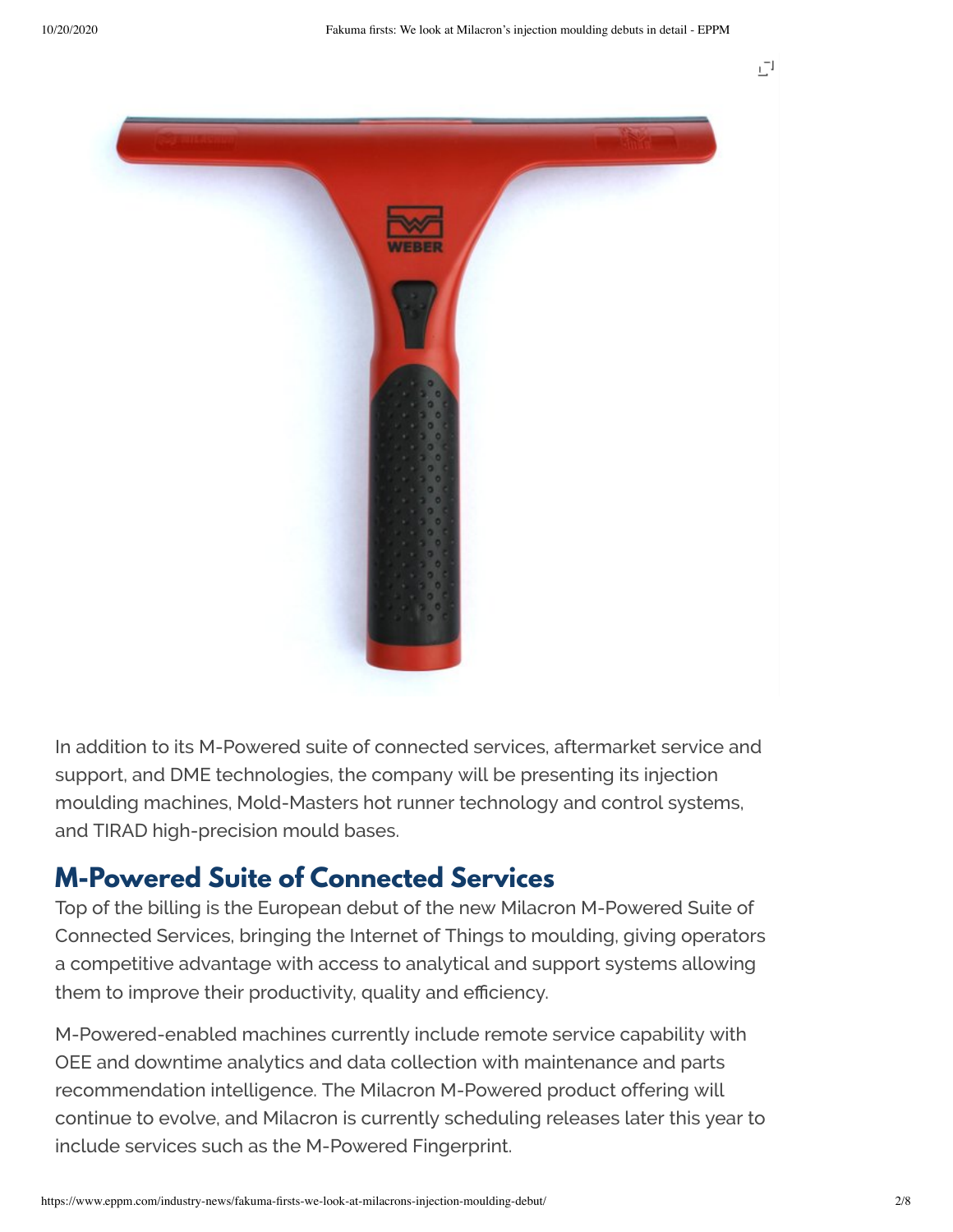In addition to its M-Powered suite of connected services, aftermarket service and support, and DME technologies, the company will be presenting its injection moulding machines, Mold-Masters hot runner technology and control systems, and TIRAD high-precision mould bases.

## M-Powered Suite of Connected Services

Top of the billing is the European debut of the new Milacron M-Powered Suite of Connected Services, bringing the Internet of Things to moulding, giving operators a competitive advantage with access to analytical and support systems allowing them to improve their productivity, quality and efficiency.

M-Powered-enabled machines currently include remote service capability with OEE and downtime analytics and data collection with maintenance and parts recommendation intelligence. The Milacron M-Powered product offering will continue to evolve, and Milacron is currently scheduling releases later this year to include services such as the M-Powered Fingerprint.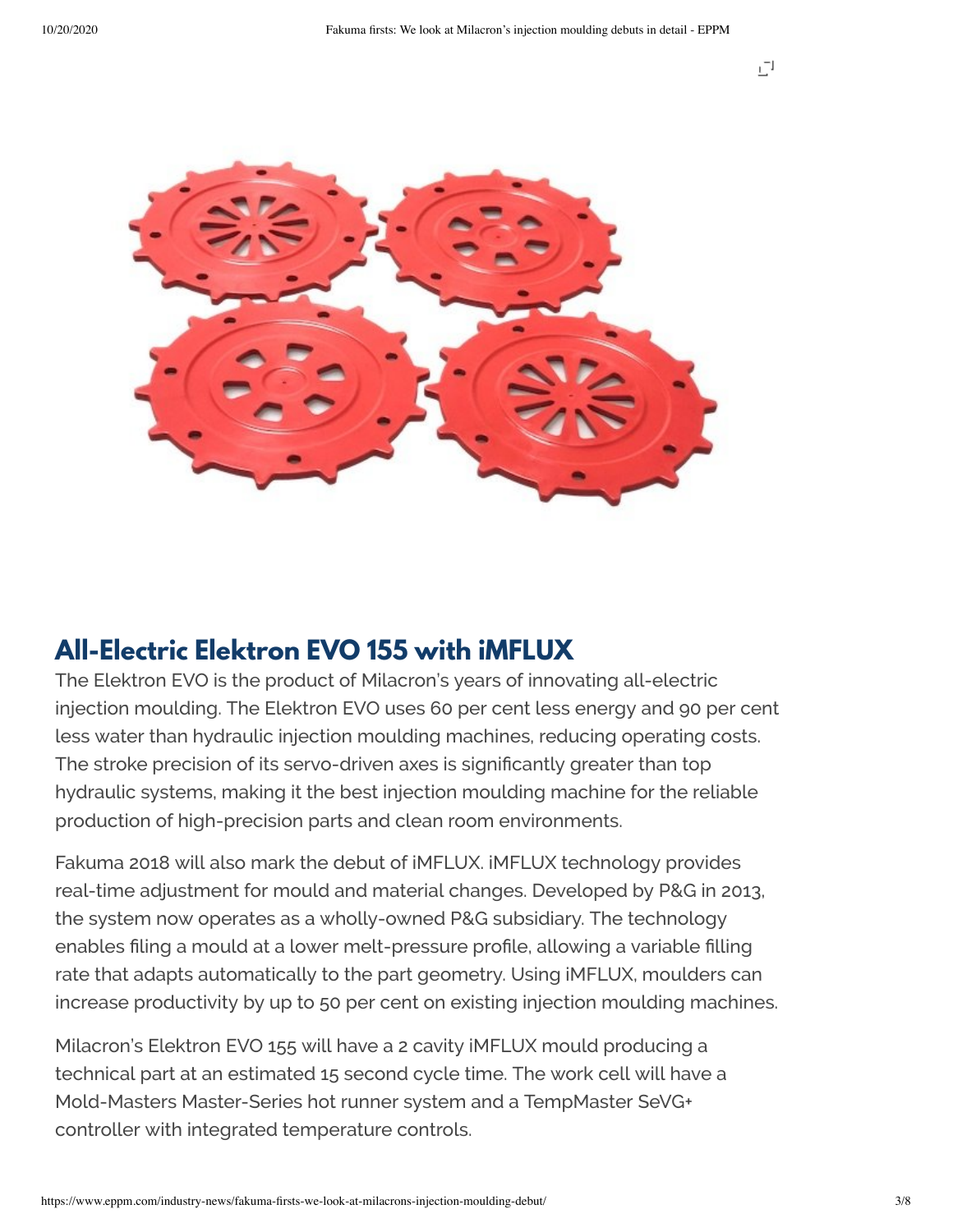## All-Electric Elektron EVO 155 with iMFLUX

The Elektron EVO is the product of Milacron's years of innovating all-electric injection moulding. The Elektron EVO uses 60 per cent less energy and 90 per cent less water than hydraulic injection moulding machines, reducing operating costs. The stroke precision of its servo-driven axes is significantly greater than top hydraulic systems, making it the best injection moulding machine for the reliable production of high-precision parts and clean room environments.

Fakuma 2018 will also mark the debut of iMFLUX. iMFLUX technology provides real-time adjustment for mould and material changes. Developed by P&G in 2013, the system now operates as a wholly-owned P&G subsidiary. The technology enables filing a mould at a lower melt-pressure profile, allowing a variable filling rate that adapts automatically to the part geometry. Using iMFLUX, moulders can increase productivity by up to 50 per cent on existing injection moulding machines.

Milacron's Elektron EVO 155 will have a 2 cavity iMFLUX mould producing a technical part at an estimated 15 second cycle time. The work cell will have a Mold-Masters Master-Series hot runner system and a TempMaster SeVG+ controller with integrated temperature controls.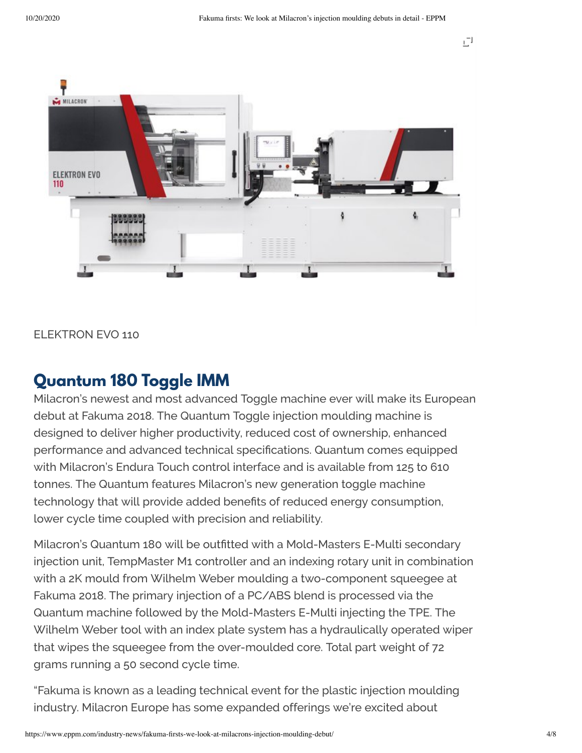ELEKTRON EVO 110

## Quantum 180 Toggle IMM

Milacron's newest and most advanced Toggle machine ever will make its European debut at Fakuma 2018. The Quantum Toggle injection moulding machine is designed to deliver higher productivity, reduced cost of ownership, enhanced performance and advanced technical specifications. Quantum comes equipped with Milacron's Endura Touch control interface and is available from 125 to 610 tonnes. The Quantum features Milacron's new generation toggle machine technology that will provide added benefits of reduced energy consumption, lower cycle time coupled with precision and reliability.

Milacron's Quantum 180 will be outfitted with a Mold-Masters E-Multi secondary injection unit, TempMaster M1 controller and an indexing rotary unit in combination with a 2K mould from Wilhelm Weber moulding a two-component squeegee at Fakuma 2018. The primary injection of a PC/ABS blend is processed via the Quantum machine followed by the Mold-Masters E-Multi injecting the TPE. The Wilhelm Weber tool with an index plate system has a hydraulically operated wiper that wipes the squeegee from the over-moulded core. Total part weight of 72 grams running a 50 second cycle time.

"Fakuma is known as a leading technical event for the plastic injection moulding industry. Milacron Europe has some expanded offerings we're excited about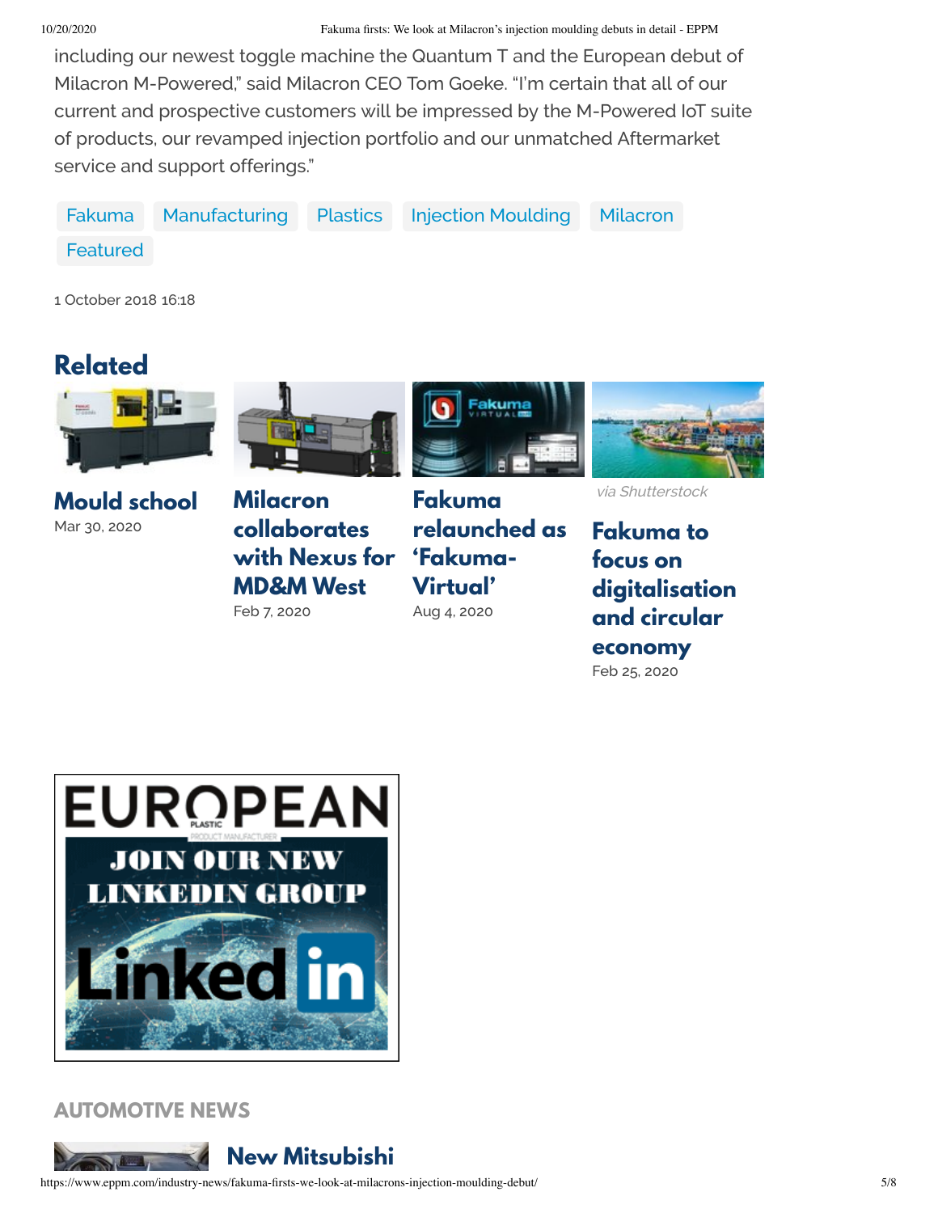including our newest toggle machine the Quantum T and the European debut of Milacron M-Powered," said Milacron CEO Tom Goeke. "I'm certain that all of our current and prospective customers will be impressed by the M-Powered IoT suite of products, our revamped injection portfolio and our unmatched Aftermarket service and support offerings."

Fakuma Manufacturing Plastics Injection Moulding Milacron Featured

1 October 2018 16:18

## Related

**Mould school**
Mar 30, 2020

**Milacron collaborates with Nexus for MD&M West**
Feb 7, 2020

**Fakuma relaunched as 'Fakuma-Virtual'**
Aug 4, 2020

*via Shutterstock*

**Fakuma to focus on digitalisation and circular economy**
Feb 25, 2020

EUROPEAN PLASTIC PRODUCT MANUFACTURER
JOIN OUR NEW LINKEDIN GROUP
Linked in

## AUTOMOTIVE NEWS

**New Mitsubishi**